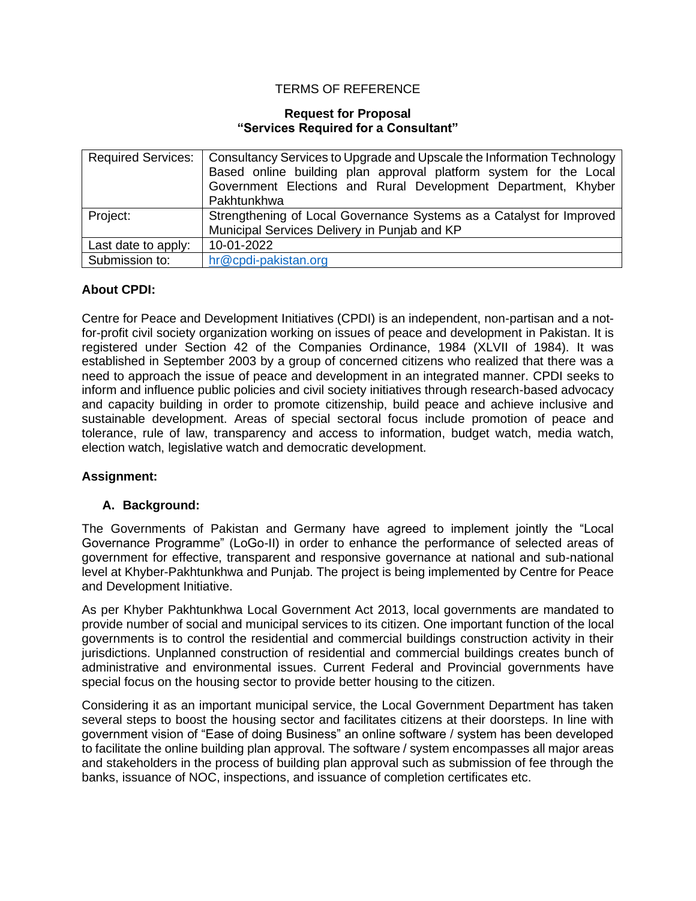TERMS OF REFERENCE

**Request for Proposal**
**"Services Required for a Consultant"**

| Required Services: | Consultancy Services to Upgrade and Upscale the Information Technology Based online building plan approval platform system for the Local Government Elections and Rural Development Department, Khyber Pakhtunkhwa |
|---|---|
| Project: | Strengthening of Local Governance Systems as a Catalyst for Improved Municipal Services Delivery in Punjab and KP |
| Last date to apply: | 10-01-2022 |
| Submission to: | hr@cpdi-pakistan.org |

**About CPDI:**

Centre for Peace and Development Initiatives (CPDI) is an independent, non-partisan and a not-for-profit civil society organization working on issues of peace and development in Pakistan. It is registered under Section 42 of the Companies Ordinance, 1984 (XLVII of 1984). It was established in September 2003 by a group of concerned citizens who realized that there was a need to approach the issue of peace and development in an integrated manner. CPDI seeks to inform and influence public policies and civil society initiatives through research-based advocacy and capacity building in order to promote citizenship, build peace and achieve inclusive and sustainable development. Areas of special sectoral focus include promotion of peace and tolerance, rule of law, transparency and access to information, budget watch, media watch, election watch, legislative watch and democratic development.

**Assignment:**

**A. Background:**

The Governments of Pakistan and Germany have agreed to implement jointly the "Local Governance Programme" (LoGo-II) in order to enhance the performance of selected areas of government for effective, transparent and responsive governance at national and sub-national level at Khyber-Pakhtunkhwa and Punjab. The project is being implemented by Centre for Peace and Development Initiative.

As per Khyber Pakhtunkhwa Local Government Act 2013, local governments are mandated to provide number of social and municipal services to its citizen. One important function of the local governments is to control the residential and commercial buildings construction activity in their jurisdictions. Unplanned construction of residential and commercial buildings creates bunch of administrative and environmental issues. Current Federal and Provincial governments have special focus on the housing sector to provide better housing to the citizen.

Considering it as an important municipal service, the Local Government Department has taken several steps to boost the housing sector and facilitates citizens at their doorsteps. In line with government vision of "Ease of doing Business" an online software / system has been developed to facilitate the online building plan approval. The software / system encompasses all major areas and stakeholders in the process of building plan approval such as submission of fee through the banks, issuance of NOC, inspections, and issuance of completion certificates etc.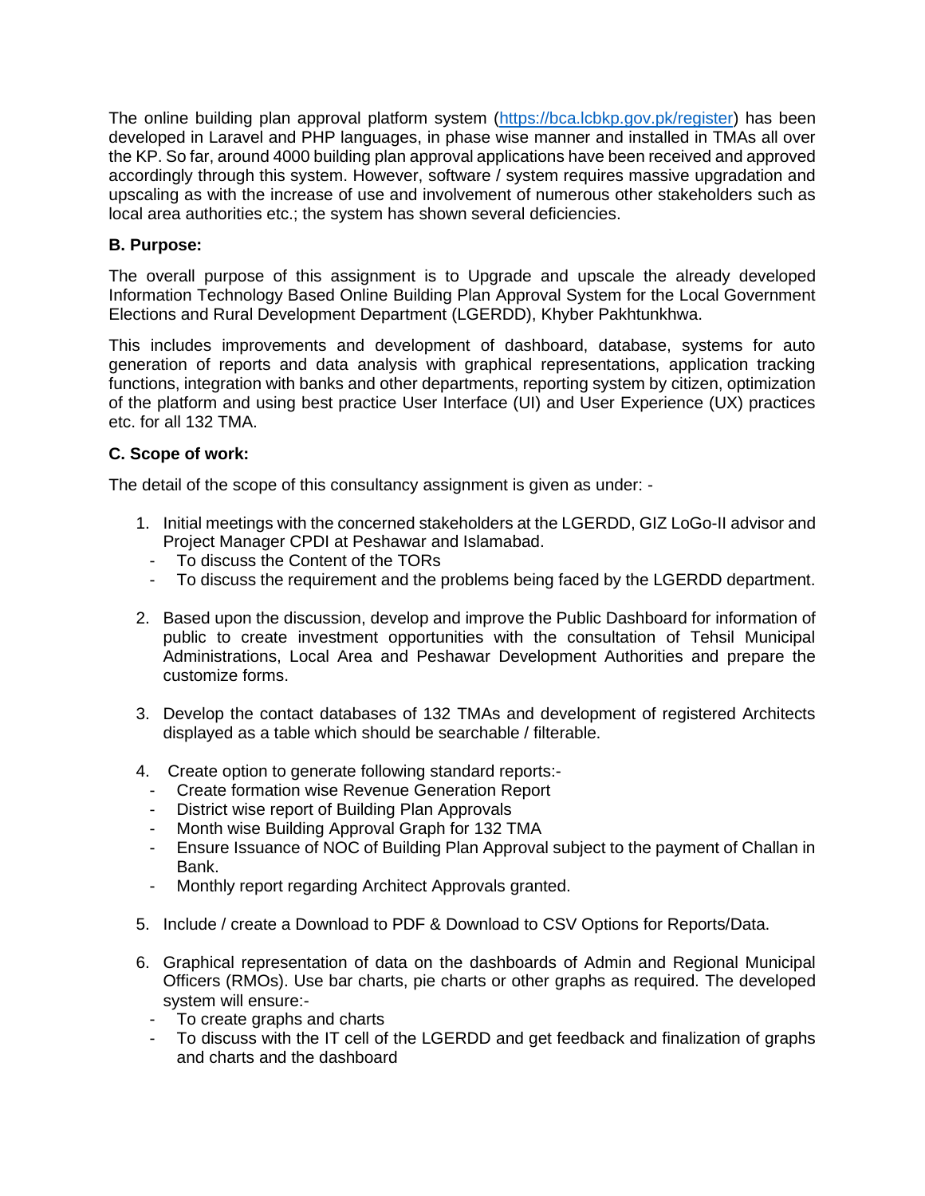The online building plan approval platform system ([https://bca.lcbkp.gov.pk/register](https://bca.lcbkp.gov.pk/register)) has been developed in Laravel and PHP languages, in phase wise manner and installed in TMAs all over the KP. So far, around 4000 building plan approval applications have been received and approved accordingly through this system. However, software / system requires massive upgradation and upscaling as with the increase of use and involvement of numerous other stakeholders such as local area authorities etc.; the system has shown several deficiencies.

**B. Purpose:**

The overall purpose of this assignment is to Upgrade and upscale the already developed Information Technology Based Online Building Plan Approval System for the Local Government Elections and Rural Development Department (LGERDD), Khyber Pakhtunkhwa.

This includes improvements and development of dashboard, database, systems for auto generation of reports and data analysis with graphical representations, application tracking functions, integration with banks and other departments, reporting system by citizen, optimization of the platform and using best practice User Interface (UI) and User Experience (UX) practices etc. for all 132 TMA.

**C. Scope of work:**

The detail of the scope of this consultancy assignment is given as under: -

1. Initial meetings with the concerned stakeholders at the LGERDD, GIZ LoGo-II advisor and Project Manager CPDI at Peshawar and Islamabad.
   - To discuss the Content of the TORs
   - To discuss the requirement and the problems being faced by the LGERDD department.

2. Based upon the discussion, develop and improve the Public Dashboard for information of public to create investment opportunities with the consultation of Tehsil Municipal Administrations, Local Area and Peshawar Development Authorities and prepare the customize forms.

3. Develop the contact databases of 132 TMAs and development of registered Architects displayed as a table which should be searchable / filterable.

4. Create option to generate following standard reports:-
   - Create formation wise Revenue Generation Report
   - District wise report of Building Plan Approvals
   - Month wise Building Approval Graph for 132 TMA
   - Ensure Issuance of NOC of Building Plan Approval subject to the payment of Challan in Bank.
   - Monthly report regarding Architect Approvals granted.

5. Include / create a Download to PDF & Download to CSV Options for Reports/Data.

6. Graphical representation of data on the dashboards of Admin and Regional Municipal Officers (RMOs). Use bar charts, pie charts or other graphs as required. The developed system will ensure:-
   - To create graphs and charts
   - To discuss with the IT cell of the LGERDD and get feedback and finalization of graphs and charts and the dashboard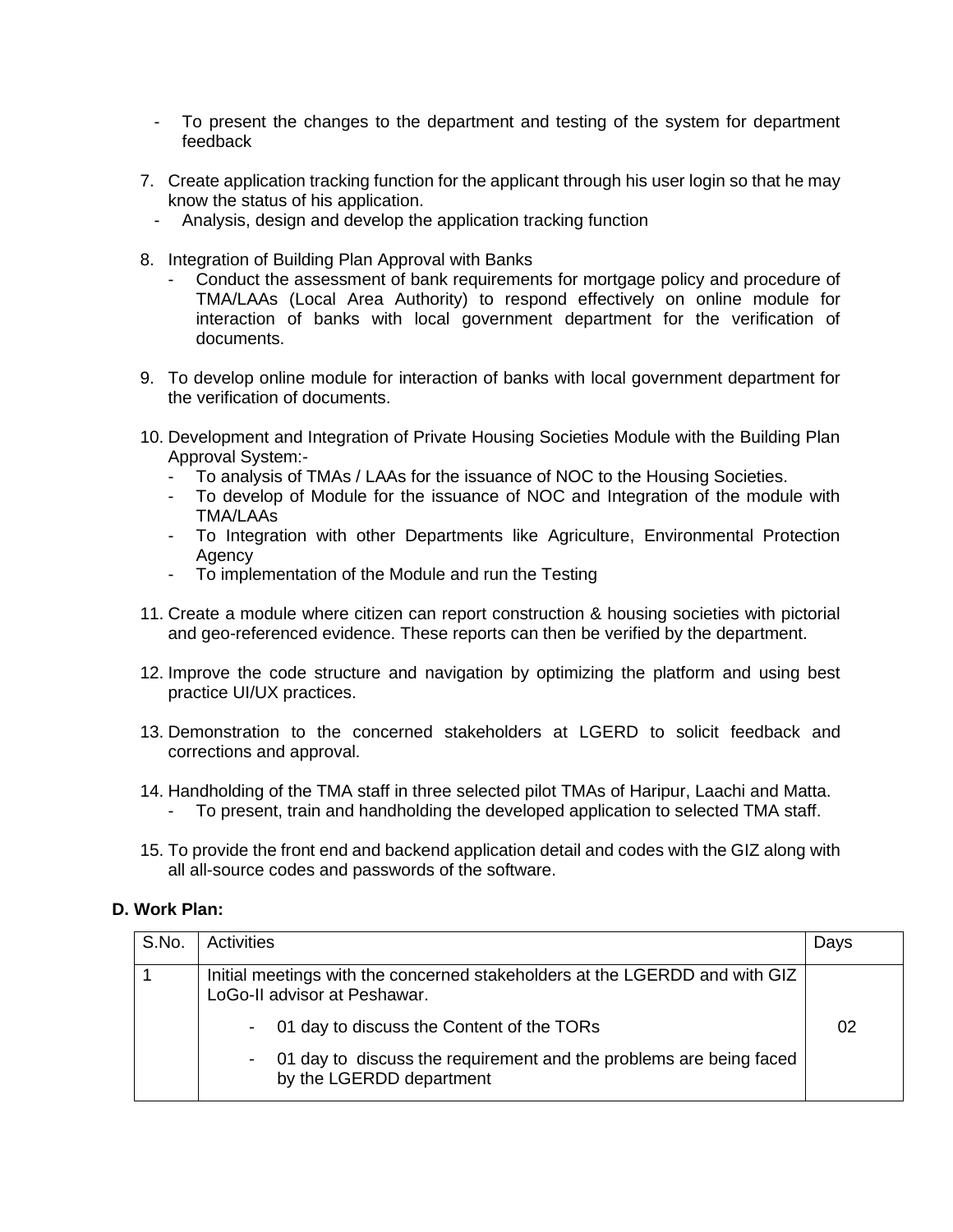- To present the changes to the department and testing of the system for department feedback

7. Create application tracking function for the applicant through his user login so that he may know the status of his application.
   - Analysis, design and develop the application tracking function

8. Integration of Building Plan Approval with Banks
   - Conduct the assessment of bank requirements for mortgage policy and procedure of TMA/LAAs (Local Area Authority) to respond effectively on online module for interaction of banks with local government department for the verification of documents.

9. To develop online module for interaction of banks with local government department for the verification of documents.

10. Development and Integration of Private Housing Societies Module with the Building Plan Approval System:-
    - To analysis of TMAs / LAAs for the issuance of NOC to the Housing Societies.
    - To develop of Module for the issuance of NOC and Integration of the module with TMA/LAAs
    - To Integration with other Departments like Agriculture, Environmental Protection Agency
    - To implementation of the Module and run the Testing

11. Create a module where citizen can report construction & housing societies with pictorial and geo-referenced evidence. These reports can then be verified by the department.

12. Improve the code structure and navigation by optimizing the platform and using best practice UI/UX practices.

13. Demonstration to the concerned stakeholders at LGERD to solicit feedback and corrections and approval.

14. Handholding of the TMA staff in three selected pilot TMAs of Haripur, Laachi and Matta.
    - To present, train and handholding the developed application to selected TMA staff.

15. To provide the front end and backend application detail and codes with the GIZ along with all all-source codes and passwords of the software.

**D. Work Plan:**

| S.No. | Activities | Days |
| --- | --- | --- |
| 1 | Initial meetings with the concerned stakeholders at the LGERDD and with GIZ LoGo-II advisor at Peshawar.<br>- 01 day to discuss the Content of the TORs<br>- 01 day to discuss the requirement and the problems are being faced by the LGERDD department | 02 |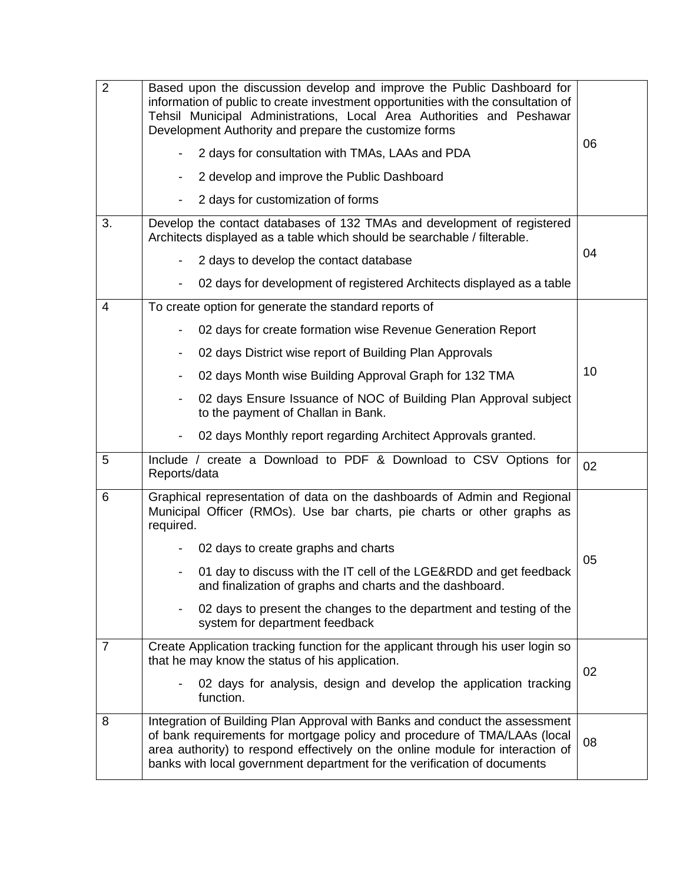| 2 | Based upon the discussion develop and improve the Public Dashboard for information of public to create investment opportunities with the consultation of Tehsil Municipal Administrations, Local Area Authorities and Peshawar Development Authority and prepare the customize forms<br>- 2 days for consultation with TMAs, LAAs and PDA<br>- 2 develop and improve the Public Dashboard<br>- 2 days for customization of forms | 06 |
|---|---|---|
| 3. | Develop the contact databases of 132 TMAs and development of registered Architects displayed as a table which should be searchable / filterable.<br>- 2 days to develop the contact database<br>- 02 days for development of registered Architects displayed as a table | 04 |
| 4 | To create option for generate the standard reports of<br>- 02 days for create formation wise Revenue Generation Report<br>- 02 days District wise report of Building Plan Approvals<br>- 02 days Month wise Building Approval Graph for 132 TMA<br>- 02 days Ensure Issuance of NOC of Building Plan Approval subject to the payment of Challan in Bank.<br>- 02 days Monthly report regarding Architect Approvals granted. | 10 |
| 5 | Include / create a Download to PDF & Download to CSV Options for Reports/data | 02 |
| 6 | Graphical representation of data on the dashboards of Admin and Regional Municipal Officer (RMOs). Use bar charts, pie charts or other graphs as required.<br>- 02 days to create graphs and charts<br>- 01 day to discuss with the IT cell of the LGE&RDD and get feedback and finalization of graphs and charts and the dashboard.<br>- 02 days to present the changes to the department and testing of the system for department feedback | 05 |
| 7 | Create Application tracking function for the applicant through his user login so that he may know the status of his application.<br>- 02 days for analysis, design and develop the application tracking function. | 02 |
| 8 | Integration of Building Plan Approval with Banks and conduct the assessment of bank requirements for mortgage policy and procedure of TMA/LAAs (local area authority) to respond effectively on the online module for interaction of banks with local government department for the verification of documents | 08 |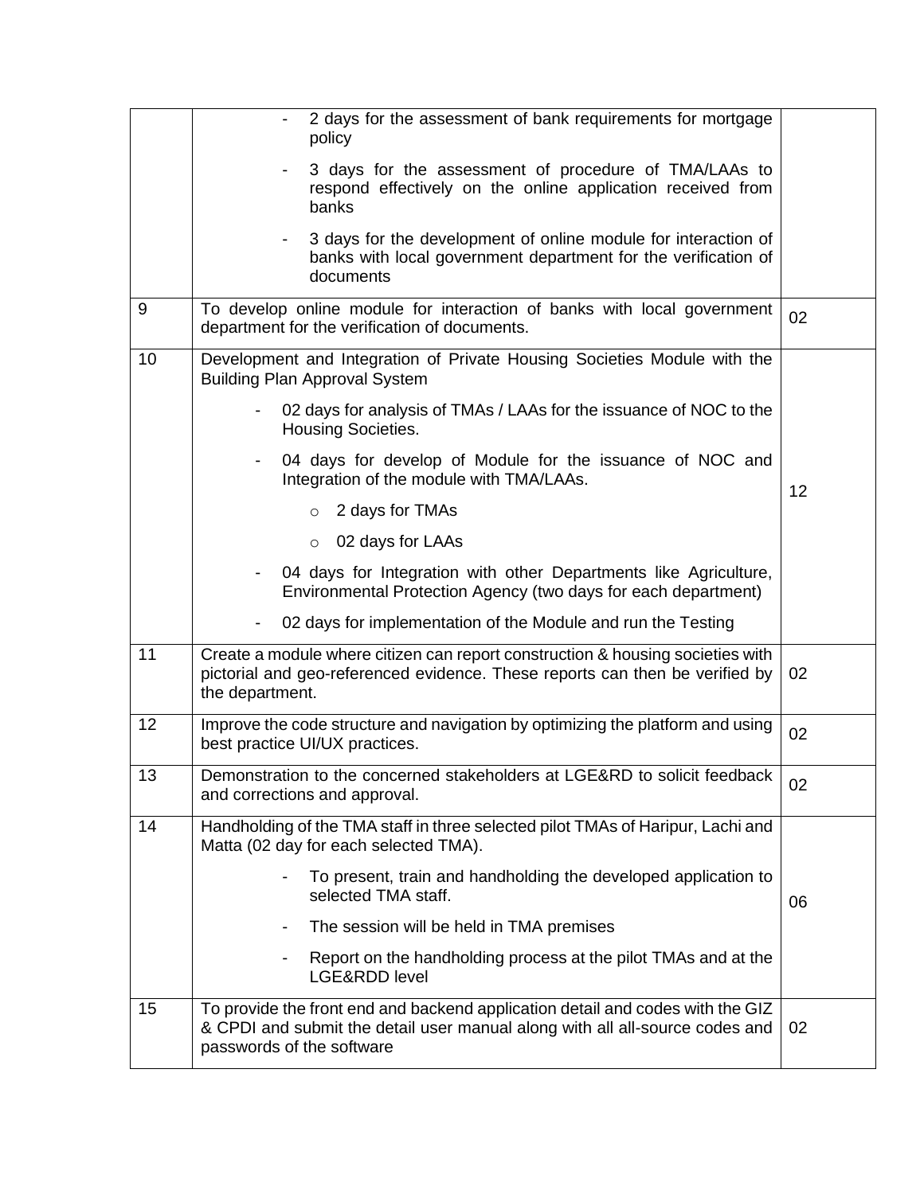| | | |
|---|---|---|
| | - 2 days for the assessment of bank requirements for mortgage policy<br>- 3 days for the assessment of procedure of TMA/LAAs to respond effectively on the online application received from banks<br>- 3 days for the development of online module for interaction of banks with local government department for the verification of documents | |
| 9 | To develop online module for interaction of banks with local government department for the verification of documents. | 02 |
| 10 | Development and Integration of Private Housing Societies Module with the Building Plan Approval System<br>- 02 days for analysis of TMAs / LAAs for the issuance of NOC to the Housing Societies.<br>- 04 days for develop of Module for the issuance of NOC and Integration of the module with TMA/LAAs.<br>&nbsp;&nbsp;&nbsp;&nbsp;o 2 days for TMAs<br>&nbsp;&nbsp;&nbsp;&nbsp;o 02 days for LAAs<br>- 04 days for Integration with other Departments like Agriculture, Environmental Protection Agency (two days for each department)<br>- 02 days for implementation of the Module and run the Testing | 12 |
| 11 | Create a module where citizen can report construction & housing societies with pictorial and geo-referenced evidence. These reports can then be verified by the department. | 02 |
| 12 | Improve the code structure and navigation by optimizing the platform and using best practice UI/UX practices. | 02 |
| 13 | Demonstration to the concerned stakeholders at LGE&RD to solicit feedback and corrections and approval. | 02 |
| 14 | Handholding of the TMA staff in three selected pilot TMAs of Haripur, Lachi and Matta (02 day for each selected TMA).<br>- To present, train and handholding the developed application to selected TMA staff.<br>- The session will be held in TMA premises<br>- Report on the handholding process at the pilot TMAs and at the LGE&RDD level | 06 |
| 15 | To provide the front end and backend application detail and codes with the GIZ & CPDI and submit the detail user manual along with all all-source codes and passwords of the software | 02 |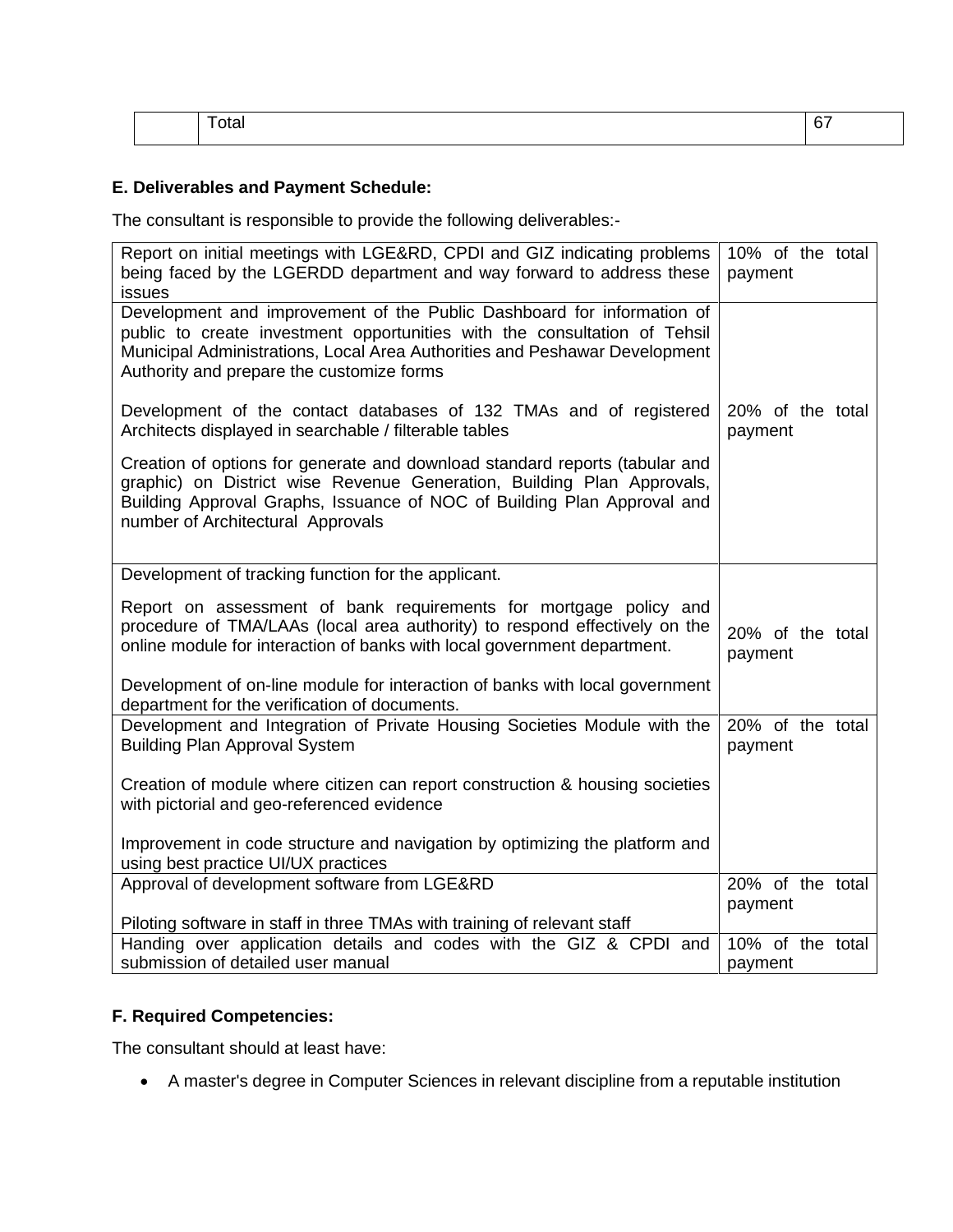| | Total | 67 |
|---|---|---|

**E. Deliverables and Payment Schedule:**

The consultant is responsible to provide the following deliverables:-

| Deliverable | Payment |
|---|---|
| Report on initial meetings with LGE&RD, CPDI and GIZ indicating problems being faced by the LGERDD department and way forward to address these issues | 10% of the total payment |
| Development and improvement of the Public Dashboard for information of public to create investment opportunities with the consultation of Tehsil Municipal Administrations, Local Area Authorities and Peshawar Development Authority and prepare the customize forms<br><br>Development of the contact databases of 132 TMAs and of registered Architects displayed in searchable / filterable tables<br><br>Creation of options for generate and download standard reports (tabular and graphic) on District wise Revenue Generation, Building Plan Approvals, Building Approval Graphs, Issuance of NOC of Building Plan Approval and number of Architectural Approvals | 20% of the total payment |
| Development of tracking function for the applicant.<br><br>Report on assessment of bank requirements for mortgage policy and procedure of TMA/LAAs (local area authority) to respond effectively on the online module for interaction of banks with local government department.<br><br>Development of on-line module for interaction of banks with local government department for the verification of documents. | 20% of the total payment |
| Development and Integration of Private Housing Societies Module with the Building Plan Approval System<br><br>Creation of module where citizen can report construction & housing societies with pictorial and geo-referenced evidence<br><br>Improvement in code structure and navigation by optimizing the platform and using best practice UI/UX practices | 20% of the total payment |
| Approval of development software from LGE&RD<br><br>Piloting software in staff in three TMAs with training of relevant staff | 20% of the total payment |
| Handing over application details and codes with the GIZ & CPDI and submission of detailed user manual | 10% of the total payment |

**F. Required Competencies:**

The consultant should at least have:

- A master's degree in Computer Sciences in relevant discipline from a reputable institution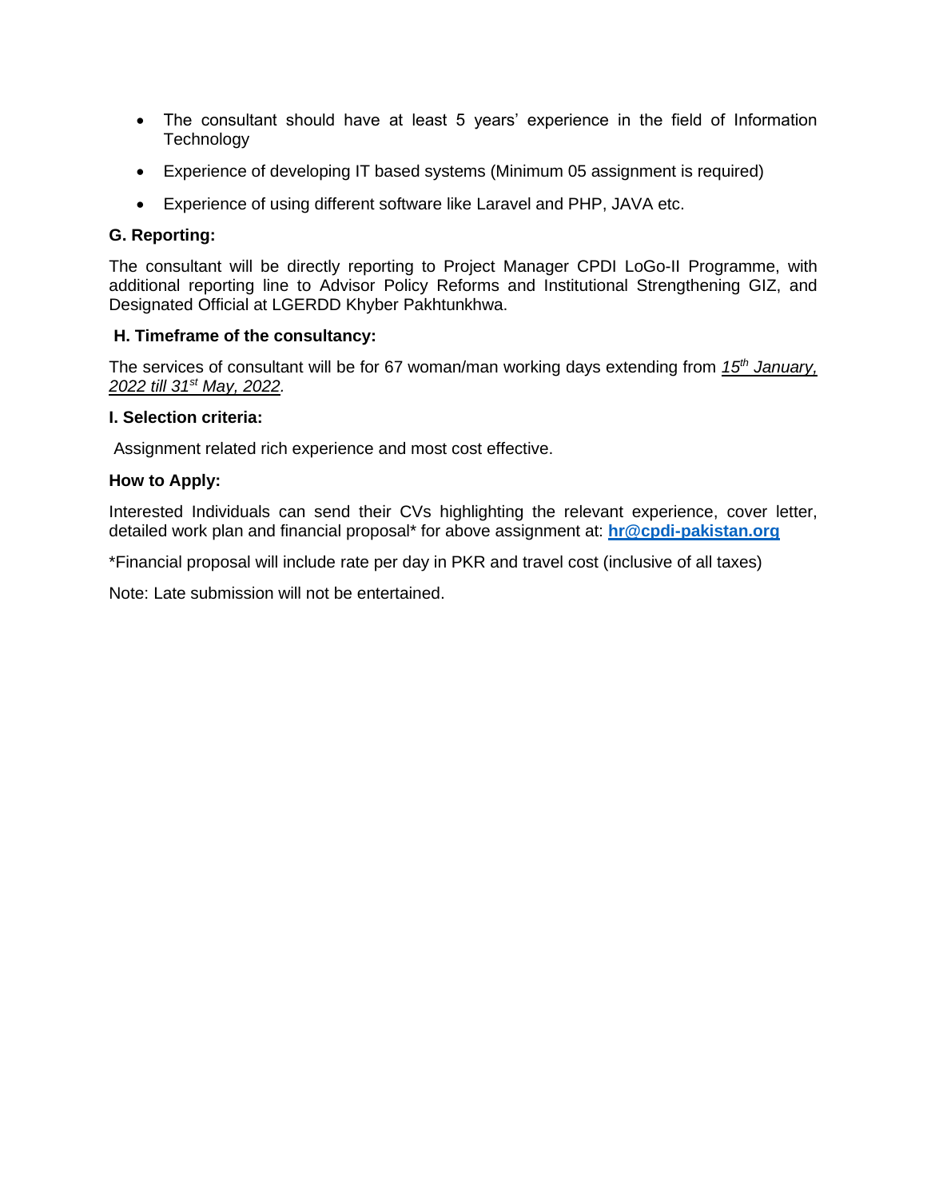- The consultant should have at least 5 years' experience in the field of Information Technology
- Experience of developing IT based systems (Minimum 05 assignment is required)
- Experience of using different software like Laravel and PHP, JAVA etc.

**G. Reporting:**

The consultant will be directly reporting to Project Manager CPDI LoGo-II Programme, with additional reporting line to Advisor Policy Reforms and Institutional Strengthening GIZ, and Designated Official at LGERDD Khyber Pakhtunkhwa.

**H. Timeframe of the consultancy:**

The services of consultant will be for 67 woman/man working days extending from ***15th January, 2022 till 31st May, 2022***.

**I. Selection criteria:**

Assignment related rich experience and most cost effective.

**How to Apply:**

Interested Individuals can send their CVs highlighting the relevant experience, cover letter, detailed work plan and financial proposal* for above assignment at: **hr@cpdi-pakistan.org**

*Financial proposal will include rate per day in PKR and travel cost (inclusive of all taxes)

Note: Late submission will not be entertained.